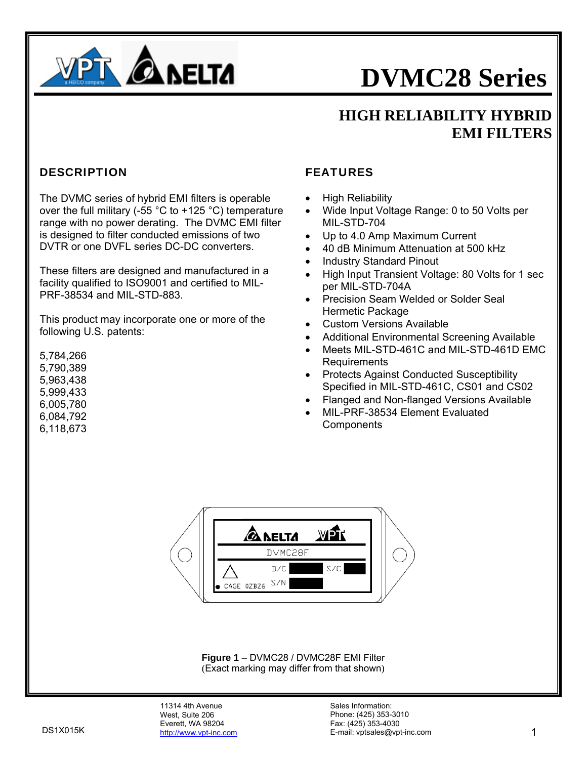# DVMC28 Series

## HIGH RELIABILITY HYBRID EMI FILTERS

### DESCRIPTION

The DVMC series of hybrid EMI filters is operable over the full military (-55 °C to +125 °C) temperature range with no power derating. The DVMC EMI filter is designed to filter conducted emissions of two DVTR or one DVFL series DC-DC converters.

These filters are designed and manufactured in a facility qualified to ISO9001 and certified to MIL-PRF-38534 and MIL-STD-883.

This product may incorporate one or more of the following U.S. patents:

5,784,266
5,790,389
5,963,438
5,999,433
6,005,780
6,084,792
6,118,673

### FEATURES

- High Reliability
- Wide Input Voltage Range: 0 to 50 Volts per MIL-STD-704
- Up to 4.0 Amp Maximum Current
- 40 dB Minimum Attenuation at 500 kHz
- Industry Standard Pinout
- High Input Transient Voltage: 80 Volts for 1 sec per MIL-STD-704A
- Precision Seam Welded or Solder Seal Hermetic Package
- Custom Versions Available
- Additional Environmental Screening Available
- Meets MIL-STD-461C and MIL-STD-461D EMC Requirements
- Protects Against Conducted Susceptibility Specified in MIL-STD-461C, CS01 and CS02
- Flanged and Non-flanged Versions Available
- MIL-PRF-38534 Element Evaluated Components

**Figure 1** – DVMC28 / DVMC28F EMI Filter
(Exact marking may differ from that shown)

DS1X015K

11314 4th Avenue
West, Suite 206
Everett, WA 98204
http://www.vpt-inc.com

Sales Information:
Phone: (425) 353-3010
Fax: (425) 353-4030
E-mail: vptsales@vpt-inc.com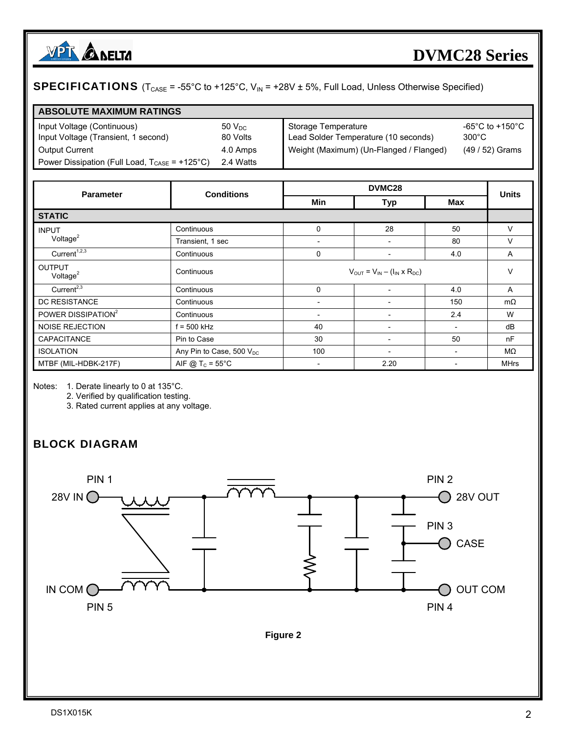## SPECIFICATIONS ($T_{CASE}$ = -55°C to +125°C, $V_{IN}$ = +28V ± 5%, Full Load, Unless Otherwise Specified)

| ABSOLUTE MAXIMUM RATINGS | | | |
|---|---|---|---|
| Input Voltage (Continuous) | 50 $V_{DC}$ | Storage Temperature | -65°C to +150°C |
| Input Voltage (Transient, 1 second) | 80 Volts | Lead Solder Temperature (10 seconds) | 300°C |
| Output Current | 4.0 Amps | Weight (Maximum) (Un-Flanged / Flanged) | (49 / 52) Grams |
| Power Dissipation (Full Load, $T_{CASE}$ = +125°C) | 2.4 Watts | | |

| Parameter | Conditions | DVMC28 Min | DVMC28 Typ | DVMC28 Max | Units |
|---|---|---|---|---|---|
| **STATIC** | | | | | |
| INPUT Voltage[2] | Continuous | 0 | 28 | 50 | V |
| | Transient, 1 sec | - | - | 80 | V |
| Current[1,2,3] | Continuous | 0 | - | 4.0 | A |
| OUTPUT Voltage[2] | Continuous | | $V_{OUT} = V_{IN} – (I_{IN} \times R_{DC})$ | | V |
| Current[2,3] | Continuous | 0 | - | 4.0 | A |
| DC RESISTANCE | Continuous | - | - | 150 | mΩ |
| POWER DISSIPATION[2] | Continuous | - | - | 2.4 | W |
| NOISE REJECTION | f = 500 kHz | 40 | - | - | dB |
| CAPACITANCE | Pin to Case | 30 | - | 50 | nF |
| ISOLATION | Any Pin to Case, 500 $V_{DC}$ | 100 | - | - | MΩ |
| MTBF (MIL-HDBK-217F) | AIF @ $T_C$ = 55°C | - | 2.20 | - | MHrs |

Notes:
1. Derate linearly to 0 at 135°C.
2. Verified by qualification testing.
3. Rated current applies at any voltage.

## BLOCK DIAGRAM

PIN 1 28V IN, IN COM PIN 5, PIN 2 28V OUT, PIN 3 CASE, OUT COM PIN 4

Figure 2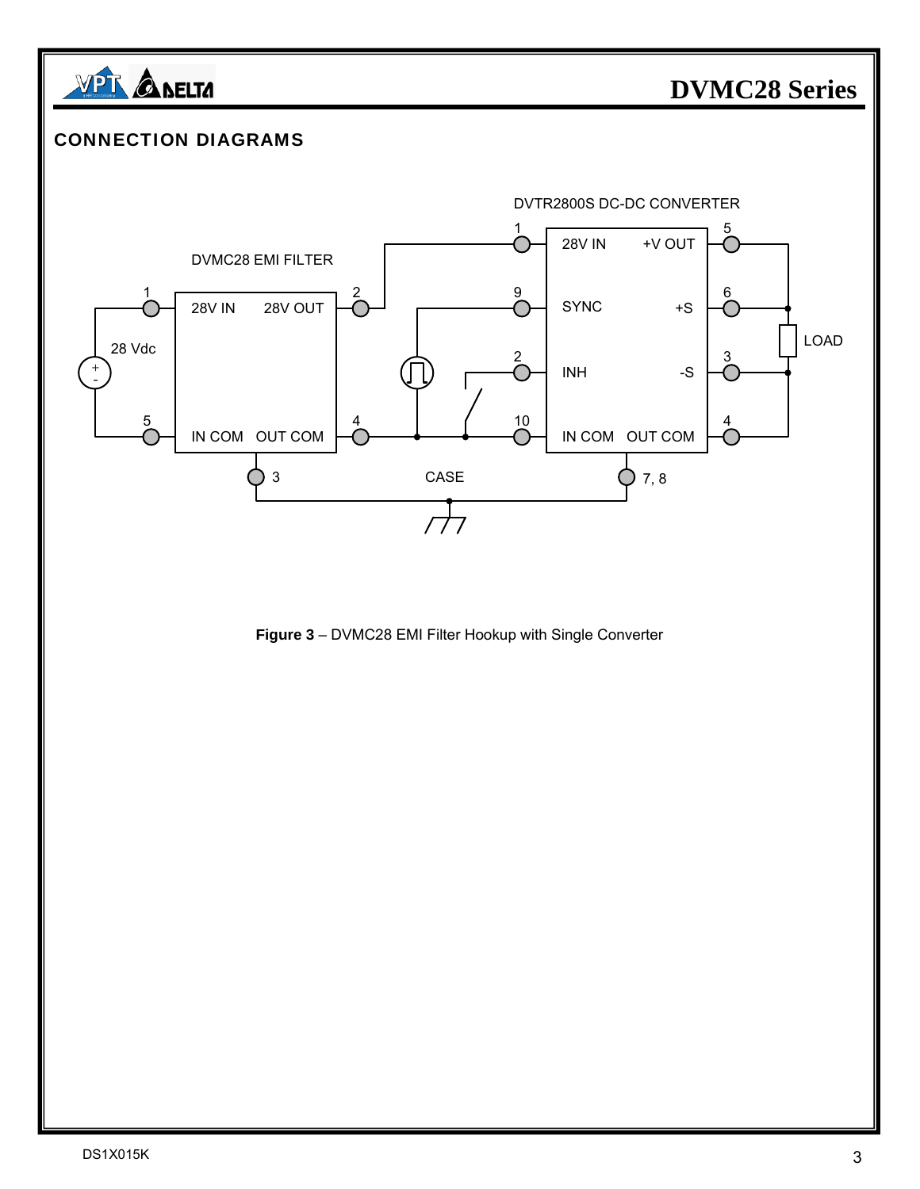## CONNECTION DIAGRAMS

DVTR2800S DC-DC CONVERTER

DVMC28 EMI FILTER

**Figure 3** – DVMC28 EMI Filter Hookup with Single Converter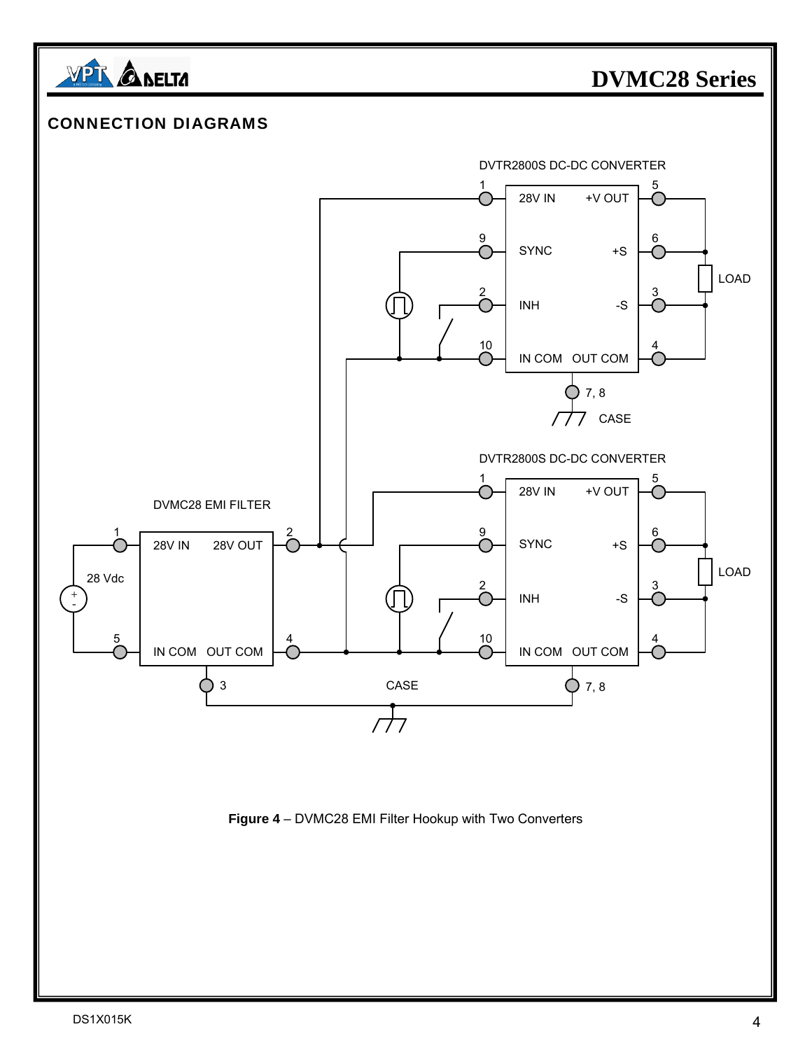## CONNECTION DIAGRAMS

**Figure 4** – DVMC28 EMI Filter Hookup with Two Converters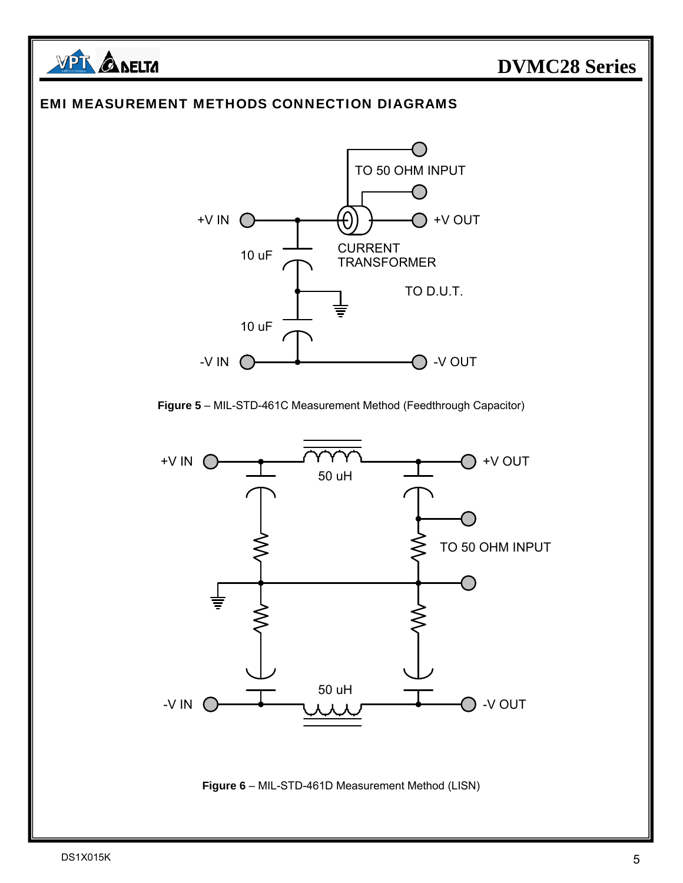## EMI MEASUREMENT METHODS CONNECTION DIAGRAMS

TO 50 OHM INPUT

+V IN

+V OUT

10 uF

CURRENT TRANSFORMER

TO D.U.T.

10 uF

-V IN

-V OUT

**Figure 5** – MIL-STD-461C Measurement Method (Feedthrough Capacitor)

+V IN

50 uH

+V OUT

TO 50 OHM INPUT

-V IN

50 uH

-V OUT

**Figure 6** – MIL-STD-461D Measurement Method (LISN)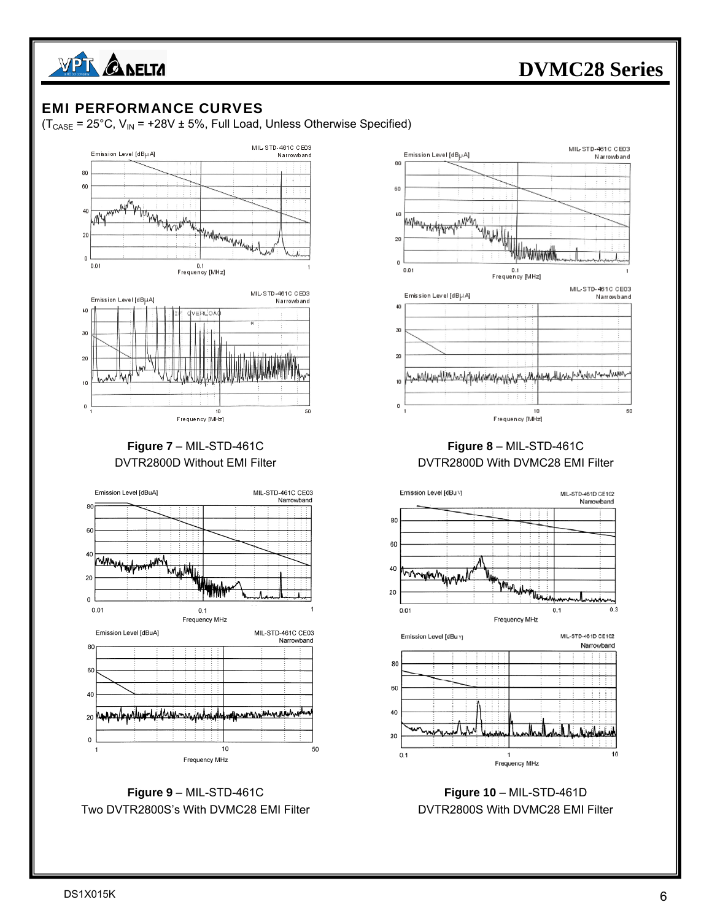## EMI PERFORMANCE CURVES

($T_{CASE}$ = 25°C, $V_{IN}$ = +28V ± 5%, Full Load, Unless Otherwise Specified)

**Figure 7** – MIL-STD-461C
DVTR2800D Without EMI Filter

**Figure 8** – MIL-STD-461C
DVTR2800D With DVMC28 EMI Filter

**Figure 9** – MIL-STD-461C
Two DVTR2800S's With DVMC28 EMI Filter

**Figure 10** – MIL-STD-461D
DVTR2800S With DVMC28 EMI Filter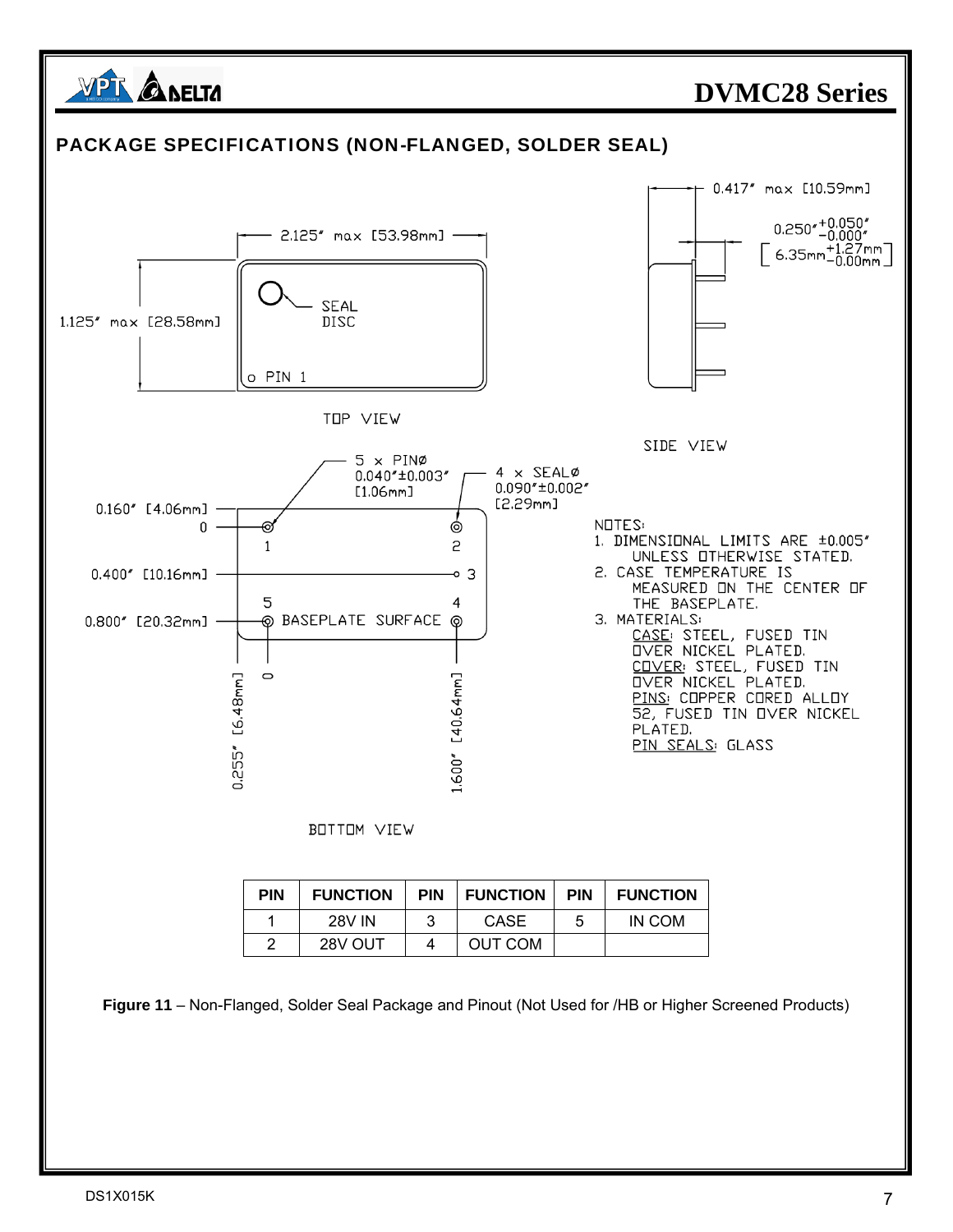## PACKAGE SPECIFICATIONS (NON-FLANGED, SOLDER SEAL)

TOP VIEW

2.125" max [53.98mm]

1.125" max [28.58mm]

SEAL DISC

PIN 1

SIDE VIEW

0.417" max [10.59mm]

$0.250"^{+0.050"}_{-0.000"}$ $\left[6.35mm^{+1.27mm}_{-0.00mm}\right]$

BOTTOM VIEW

5 x PINØ 0.040"±0.003" [1.06mm]

4 x SEALØ 0.090"±0.002" [2.29mm]

0.160" [4.06mm]

0

0.400" [10.16mm]

0.800" [20.32mm]

BASEPLATE SURFACE

0.255" [6.48mm]

1.600" [40.64mm]

NOTES:

1. DIMENSIONAL LIMITS ARE ±0.005" UNLESS OTHERWISE STATED.
2. CASE TEMPERATURE IS MEASURED ON THE CENTER OF THE BASEPLATE.
3. MATERIALS:
   - CASE: STEEL, FUSED TIN OVER NICKEL PLATED.
   - COVER: STEEL, FUSED TIN OVER NICKEL PLATED.
   - PINS: COPPER CORED ALLOY 52, FUSED TIN OVER NICKEL PLATED.
   - PIN SEALS: GLASS

| PIN | FUNCTION | PIN | FUNCTION | PIN | FUNCTION |
|---|---|---|---|---|---|
| 1 | 28V IN | 3 | CASE | 5 | IN COM |
| 2 | 28V OUT | 4 | OUT COM | | |

**Figure 11** – Non-Flanged, Solder Seal Package and Pinout (Not Used for /HB or Higher Screened Products)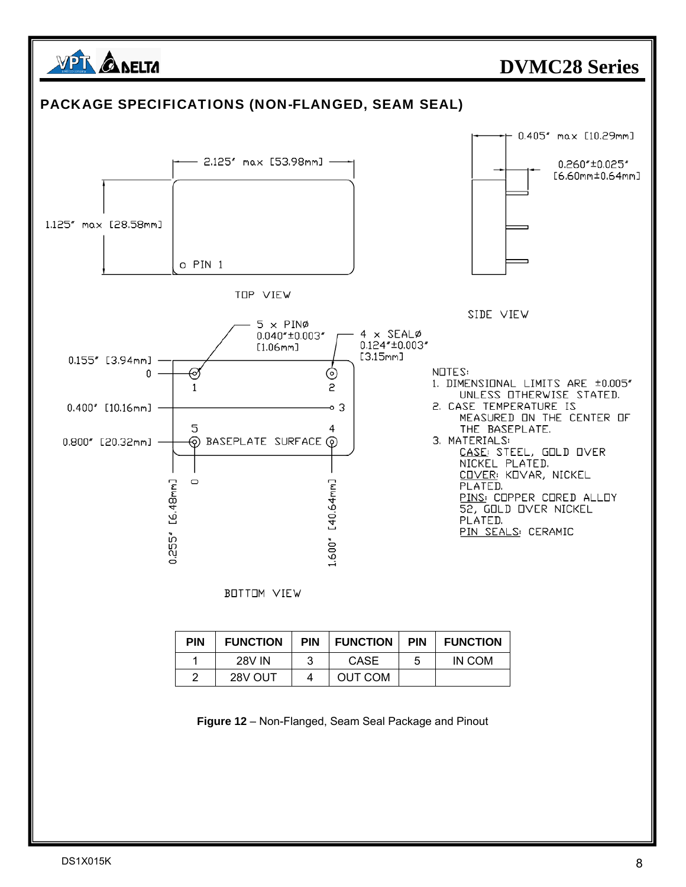## PACKAGE SPECIFICATIONS (NON-FLANGED, SEAM SEAL)

TOP VIEW

2.125" max [53.98mm]

1.125" max [28.58mm]

PIN 1

SIDE VIEW

0.405" max [10.29mm]

0.260"±0.025" [6.60mm±0.64mm]

BOTTOM VIEW

5 × PINØ 0.040"±0.003" [1.06mm]

4 × SEALØ 0.124"±0.003" [3.15mm]

0.155" [3.94mm]

0

0.400" [10.16mm]

0.800" [20.32mm]

BASEPLATE SURFACE

0

0.255" [6.48mm]

1.600" [40.64mm]

NOTES:

1. DIMENSIONAL LIMITS ARE ±0.005" UNLESS OTHERWISE STATED.
2. CASE TEMPERATURE IS MEASURED ON THE CENTER OF THE BASEPLATE.
3. MATERIALS:
   CASE: STEEL, GOLD OVER NICKEL PLATED.
   COVER: KOVAR, NICKEL PLATED.
   PINS: COPPER CORED ALLOY 52, GOLD OVER NICKEL PLATED.
   PIN SEALS: CERAMIC

| PIN | FUNCTION | PIN | FUNCTION | PIN | FUNCTION |
|---|---|---|---|---|---|
| 1 | 28V IN | 3 | CASE | 5 | IN COM |
| 2 | 28V OUT | 4 | OUT COM | | |

**Figure 12** – Non-Flanged, Seam Seal Package and Pinout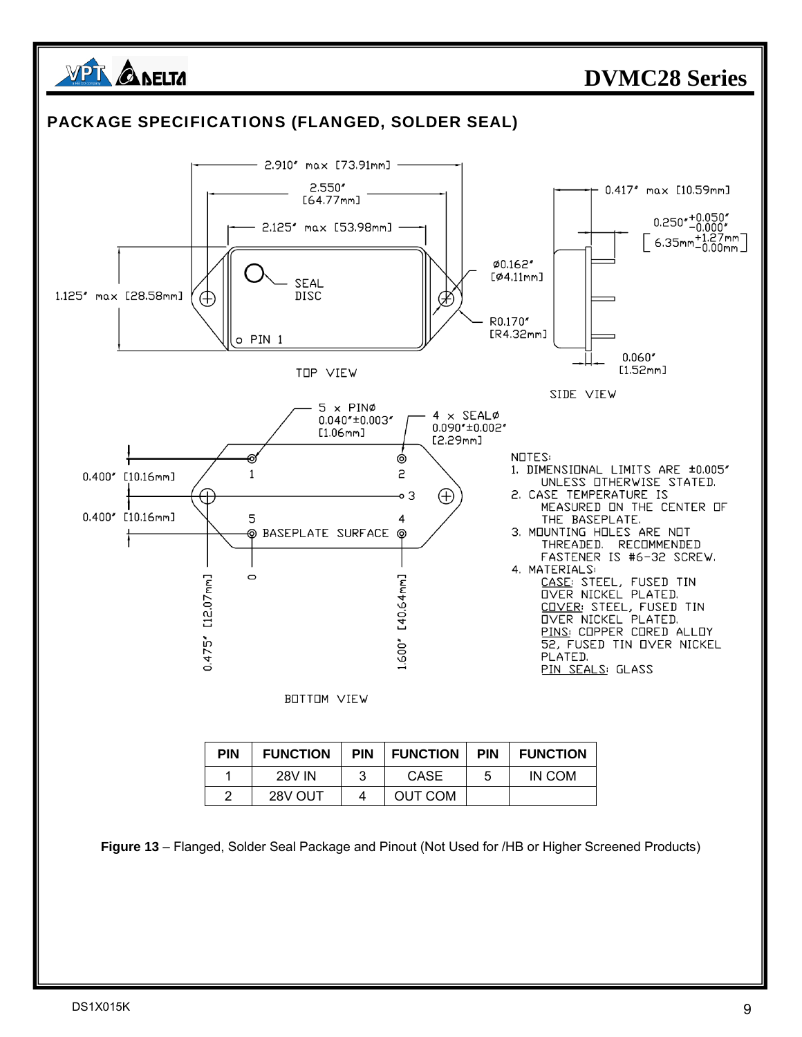## PACKAGE SPECIFICATIONS (FLANGED, SOLDER SEAL)

2.910" max [73.91mm]

2.550" [64.77mm]

2.125" max [53.98mm]

1.125" max [28.58mm]

SEAL DISC

PIN 1

TOP VIEW

0.417" max [10.59mm]

$0.250"^{+0.050"}_{-0.000"}$ [$6.35mm^{+1.27mm}_{-0.00mm}$]

Ø0.162" [Ø4.11mm]

R0.170" [R4.32mm]

0.060" [1.52mm]

SIDE VIEW

5 x PINØ 0.040"±0.003" [1.06mm]

4 x SEALØ 0.090"±0.002" [2.29mm]

0.400" [10.16mm]

0.400" [10.16mm]

BASEPLATE SURFACE

0

0.475" [12.07mm]

1.600" [40.64mm]

BOTTOM VIEW

NOTES:
1. DIMENSIONAL LIMITS ARE ±0.005" UNLESS OTHERWISE STATED.
2. CASE TEMPERATURE IS MEASURED ON THE CENTER OF THE BASEPLATE.
3. MOUNTING HOLES ARE NOT THREADED. RECOMMENDED FASTENER IS #6-32 SCREW.
4. MATERIALS:
   CASE: STEEL, FUSED TIN OVER NICKEL PLATED.
   COVER: STEEL, FUSED TIN OVER NICKEL PLATED.
   PINS: COPPER CORED ALLOY 52, FUSED TIN OVER NICKEL PLATED.
   PIN SEALS: GLASS

| PIN | FUNCTION | PIN | FUNCTION | PIN | FUNCTION |
|---|---|---|---|---|---|
| 1 | 28V IN | 3 | CASE | 5 | IN COM |
| 2 | 28V OUT | 4 | OUT COM | | |

**Figure 13** – Flanged, Solder Seal Package and Pinout (Not Used for /HB or Higher Screened Products)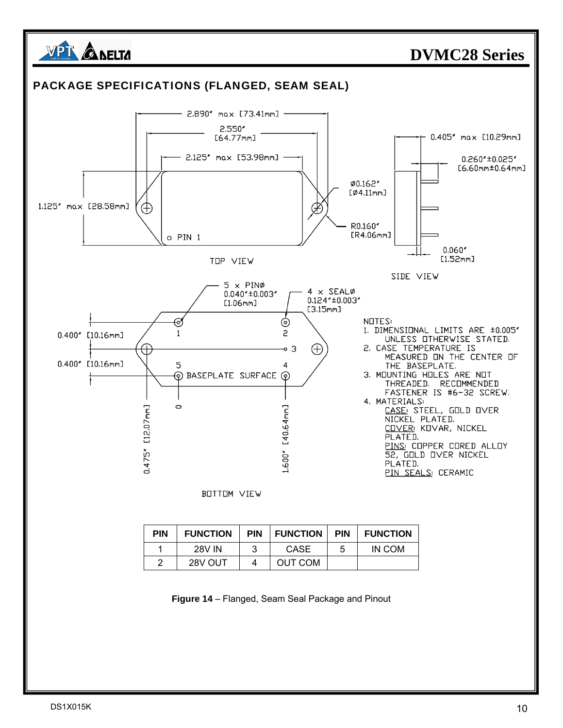## PACKAGE SPECIFICATIONS (FLANGED, SEAM SEAL)

2.890" max [73.41mm]

2.550" [64.77mm]

2.125" max [53.98mm]

1.125" max [28.58mm]

Ø0.162" [Ø4.11mm]

R0.160" [R4.06mm]

o PIN 1

TOP VIEW

0.405" max [10.29mm]

0.260"±0.025" [6.60mm±0.64mm]

0.060" [1.52mm]

SIDE VIEW

5 x PINØ 0.040"±0.003" [1.06mm]

4 x SEALØ 0.124"±0.003" [3.15mm]

0.400" [10.16mm]

0.400" [10.16mm]

BASEPLATE SURFACE

0.475" [12.07mm]

1.600" [40.64mm]

BOTTOM VIEW

NOTES:
1. DIMENSIONAL LIMITS ARE ±0.005" UNLESS OTHERWISE STATED.
2. CASE TEMPERATURE IS MEASURED ON THE CENTER OF THE BASEPLATE.
3. MOUNTING HOLES ARE NOT THREADED. RECOMMENDED FASTENER IS #6-32 SCREW.
4. MATERIALS:
   CASE: STEEL, GOLD OVER NICKEL PLATED.
   COVER: KOVAR, NICKEL PLATED.
   PINS: COPPER CORED ALLOY 52, GOLD OVER NICKEL PLATED.
   PIN SEALS: CERAMIC

| PIN | FUNCTION | PIN | FUNCTION | PIN | FUNCTION |
|---|---|---|---|---|---|
| 1 | 28V IN | 3 | CASE | 5 | IN COM |
| 2 | 28V OUT | 4 | OUT COM | | |

**Figure 14** – Flanged, Seam Seal Package and Pinout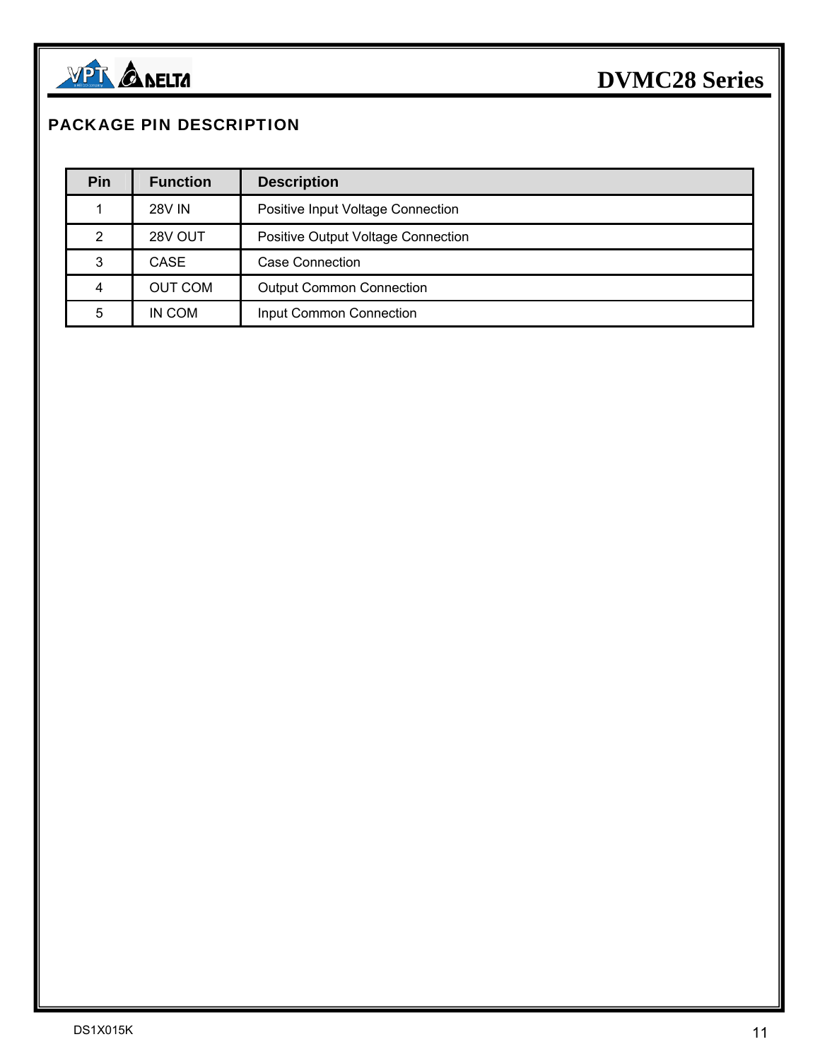## PACKAGE PIN DESCRIPTION

| Pin | Function | Description |
|---|---|---|
| 1 | 28V IN | Positive Input Voltage Connection |
| 2 | 28V OUT | Positive Output Voltage Connection |
| 3 | CASE | Case Connection |
| 4 | OUT COM | Output Common Connection |
| 5 | IN COM | Input Common Connection |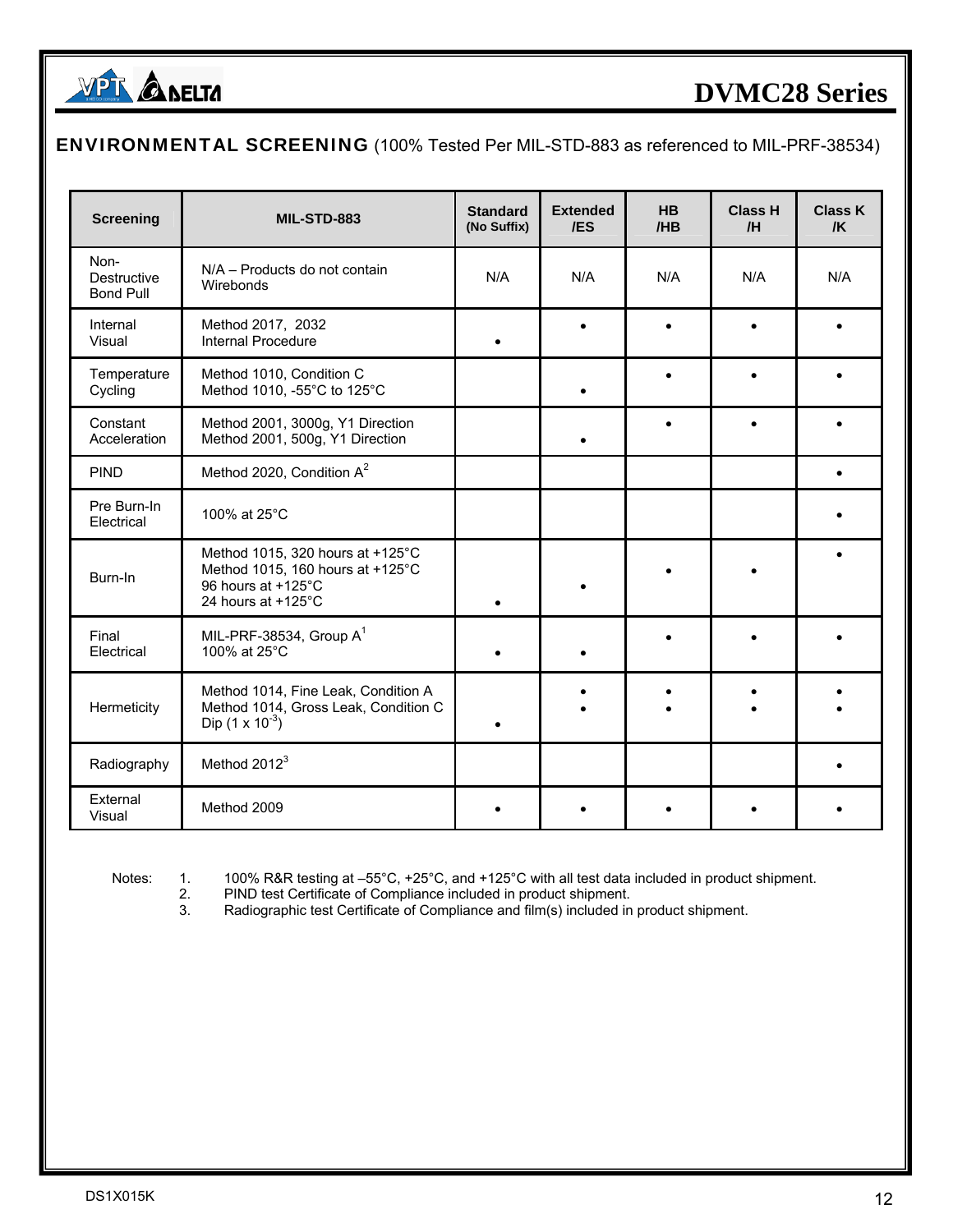## ENVIRONMENTAL SCREENING (100% Tested Per MIL-STD-883 as referenced to MIL-PRF-38534)

| Screening | MIL-STD-883 | Standard (No Suffix) | Extended /ES | HB /HB | Class H /H | Class K /K |
|---|---|---|---|---|---|---|
| Non-Destructive Bond Pull | N/A – Products do not contain Wirebonds | N/A | N/A | N/A | N/A | N/A |
| Internal Visual | Method 2017, 2032<br>Internal Procedure | • | • | • | • | • |
| Temperature Cycling | Method 1010, Condition C<br>Method 1010, -55°C to 125°C | | • | • | • | • |
| Constant Acceleration | Method 2001, 3000g, Y1 Direction<br>Method 2001, 500g, Y1 Direction | | • | • | • | • |
| PIND | Method 2020, Condition A[2] | | | | | • |
| Pre Burn-In Electrical | 100% at 25°C | | | | | • |
| Burn-In | Method 1015, 320 hours at +125°C<br>Method 1015, 160 hours at +125°C<br>96 hours at +125°C<br>24 hours at +125°C | • | • | • | • | • |
| Final Electrical | MIL-PRF-38534, Group A[1]<br>100% at 25°C | • | • | • | • | • |
| Hermeticity | Method 1014, Fine Leak, Condition A<br>Method 1014, Gross Leak, Condition C<br>Dip ($1 \times 10^{-3}$) | • | •<br>• | •<br>• | •<br>• | •<br>• |
| Radiography | Method 2012[3] | | | | | • |
| External Visual | Method 2009 | • | • | • | • | • |

Notes:
1. 100% R&R testing at –55°C, +25°C, and +125°C with all test data included in product shipment.
2. PIND test Certificate of Compliance included in product shipment.
3. Radiographic test Certificate of Compliance and film(s) included in product shipment.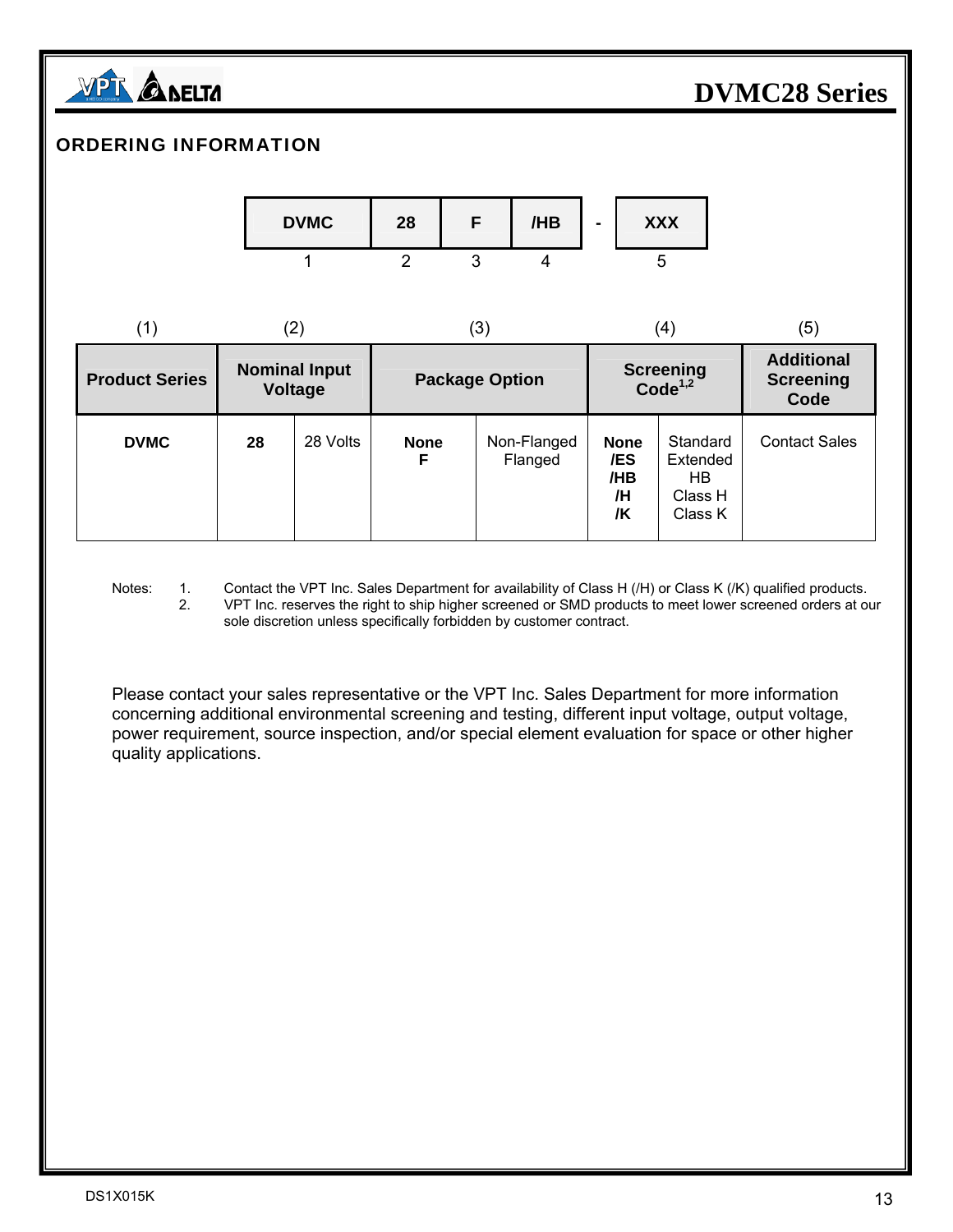## ORDERING INFORMATION

| DVMC | 28 | F | /HB | - | XXX |
|---|---|---|---|---|---|
| 1 | 2 | 3 | 4 | | 5 |

| (1) Product Series | (2) Nominal Input Voltage | | (3) Package Option | | (4) Screening Code[1,2] | | (5) Additional Screening Code |
|---|---|---|---|---|---|---|---|
| **DVMC** | **28** | 28 Volts | **None**<br>**F** | Non-Flanged<br>Flanged | **None**<br>**/ES**<br>**/HB**<br>**/H**<br>**/K** | Standard<br>Extended<br>HB<br>Class H<br>Class K | Contact Sales |

Notes:
1. Contact the VPT Inc. Sales Department for availability of Class H (/H) or Class K (/K) qualified products.
2. VPT Inc. reserves the right to ship higher screened or SMD products to meet lower screened orders at our sole discretion unless specifically forbidden by customer contract.

Please contact your sales representative or the VPT Inc. Sales Department for more information concerning additional environmental screening and testing, different input voltage, output voltage, power requirement, source inspection, and/or special element evaluation for space or other higher quality applications.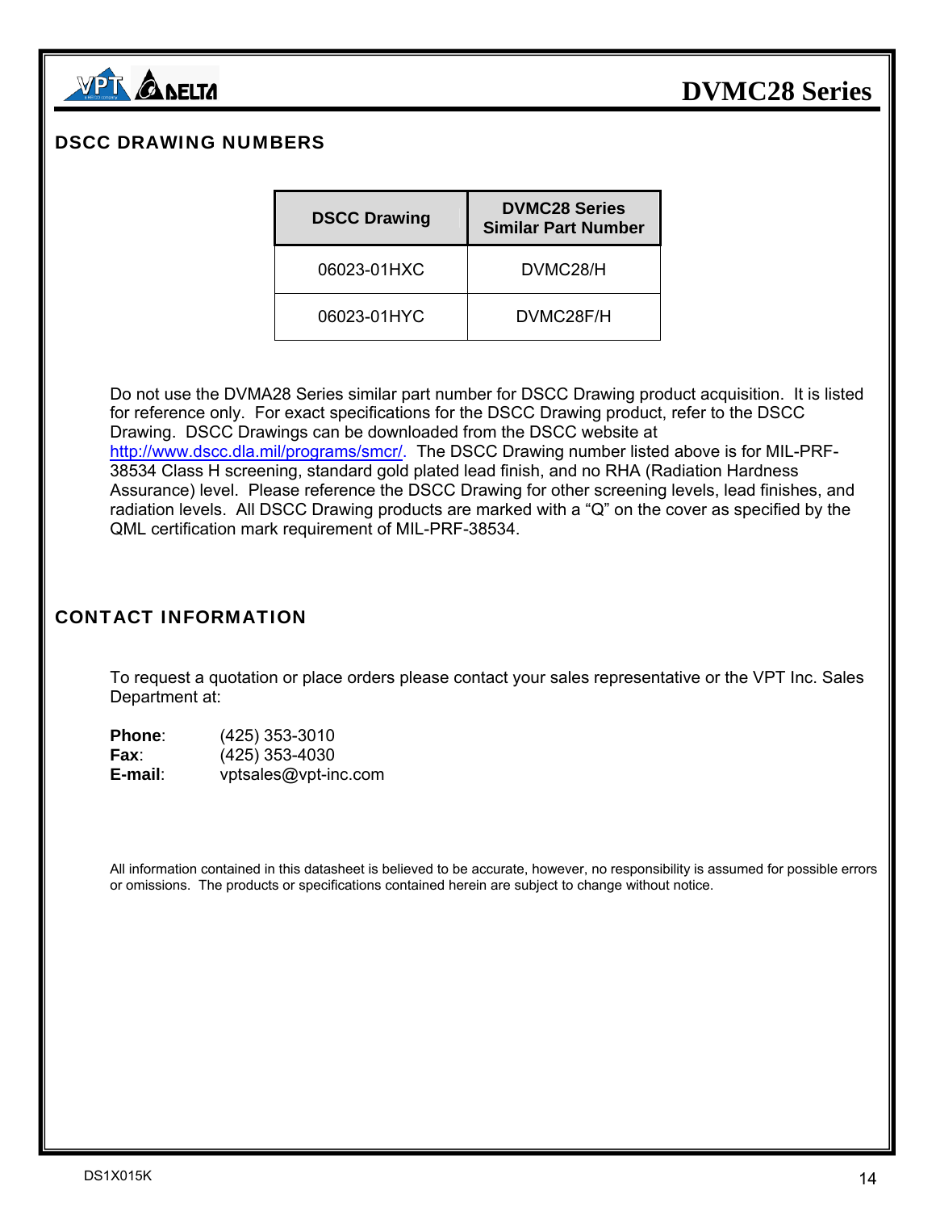## DSCC DRAWING NUMBERS

| DSCC Drawing | DVMC28 Series Similar Part Number |
|---|---|
| 06023-01HXC | DVMC28/H |
| 06023-01HYC | DVMC28F/H |

Do not use the DVMA28 Series similar part number for DSCC Drawing product acquisition. It is listed for reference only. For exact specifications for the DSCC Drawing product, refer to the DSCC Drawing. DSCC Drawings can be downloaded from the DSCC website at http://www.dscc.dla.mil/programs/smcr/. The DSCC Drawing number listed above is for MIL-PRF-38534 Class H screening, standard gold plated lead finish, and no RHA (Radiation Hardness Assurance) level. Please reference the DSCC Drawing for other screening levels, lead finishes, and radiation levels. All DSCC Drawing products are marked with a "Q" on the cover as specified by the QML certification mark requirement of MIL-PRF-38534.

## CONTACT INFORMATION

To request a quotation or place orders please contact your sales representative or the VPT Inc. Sales Department at:

**Phone**: (425) 353-3010
**Fax**: (425) 353-4030
**E-mail**: vptsales@vpt-inc.com

All information contained in this datasheet is believed to be accurate, however, no responsibility is assumed for possible errors or omissions. The products or specifications contained herein are subject to change without notice.